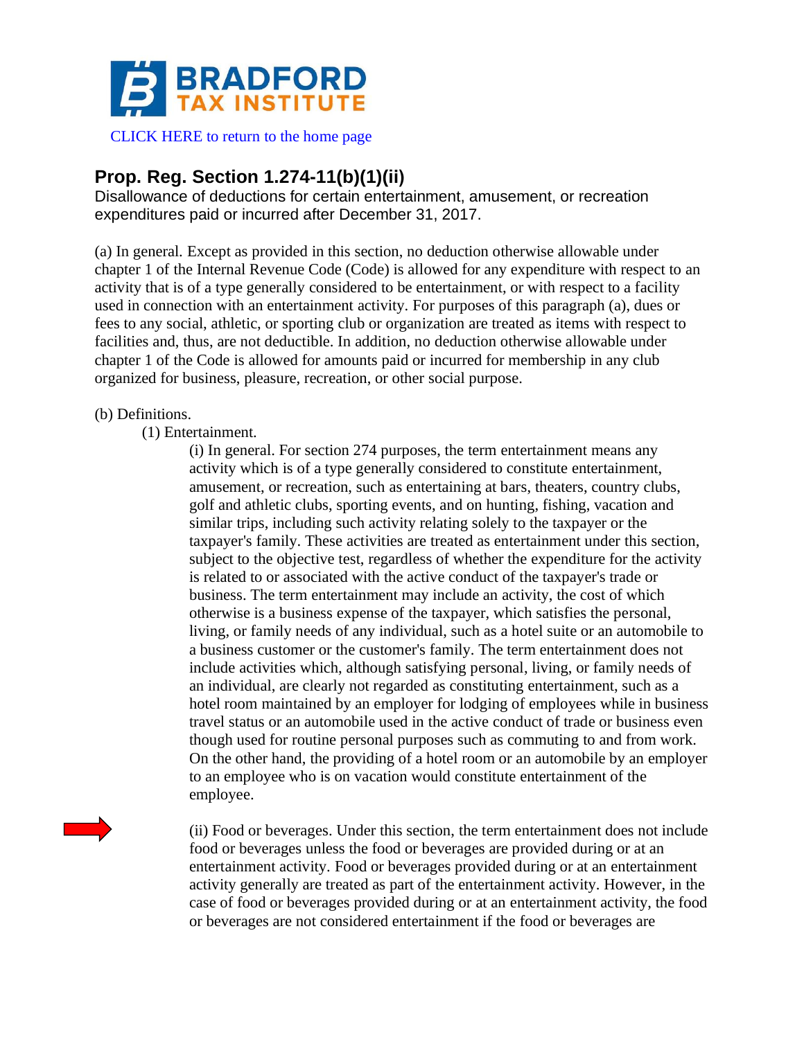BRADFORD TAX INSTITUTE

CLICK HERE to return to the home page

## Prop. Reg. Section 1.274-11(b)(1)(ii)

Disallowance of deductions for certain entertainment, amusement, or recreation expenditures paid or incurred after December 31, 2017.

(a) In general. Except as provided in this section, no deduction otherwise allowable under chapter 1 of the Internal Revenue Code (Code) is allowed for any expenditure with respect to an activity that is of a type generally considered to be entertainment, or with respect to a facility used in connection with an entertainment activity. For purposes of this paragraph (a), dues or fees to any social, athletic, or sporting club or organization are treated as items with respect to facilities and, thus, are not deductible. In addition, no deduction otherwise allowable under chapter 1 of the Code is allowed for amounts paid or incurred for membership in any club organized for business, pleasure, recreation, or other social purpose.

(b) Definitions.

(1) Entertainment.

(i) In general. For section 274 purposes, the term entertainment means any activity which is of a type generally considered to constitute entertainment, amusement, or recreation, such as entertaining at bars, theaters, country clubs, golf and athletic clubs, sporting events, and on hunting, fishing, vacation and similar trips, including such activity relating solely to the taxpayer or the taxpayer's family. These activities are treated as entertainment under this section, subject to the objective test, regardless of whether the expenditure for the activity is related to or associated with the active conduct of the taxpayer's trade or business. The term entertainment may include an activity, the cost of which otherwise is a business expense of the taxpayer, which satisfies the personal, living, or family needs of any individual, such as a hotel suite or an automobile to a business customer or the customer's family. The term entertainment does not include activities which, although satisfying personal, living, or family needs of an individual, are clearly not regarded as constituting entertainment, such as a hotel room maintained by an employer for lodging of employees while in business travel status or an automobile used in the active conduct of trade or business even though used for routine personal purposes such as commuting to and from work. On the other hand, the providing of a hotel room or an automobile by an employer to an employee who is on vacation would constitute entertainment of the employee.

(ii) Food or beverages. Under this section, the term entertainment does not include food or beverages unless the food or beverages are provided during or at an entertainment activity. Food or beverages provided during or at an entertainment activity generally are treated as part of the entertainment activity. However, in the case of food or beverages provided during or at an entertainment activity, the food or beverages are not considered entertainment if the food or beverages are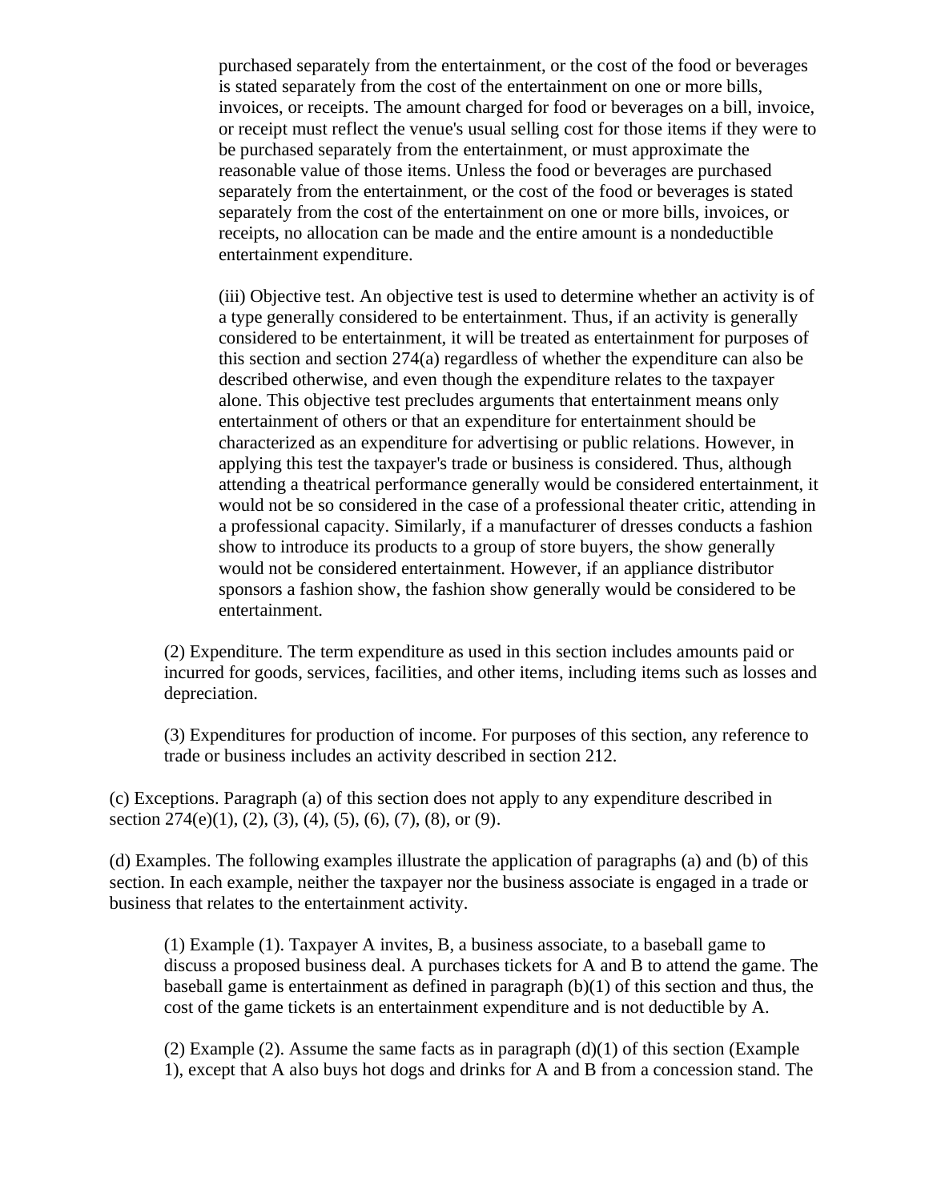purchased separately from the entertainment, or the cost of the food or beverages is stated separately from the cost of the entertainment on one or more bills, invoices, or receipts. The amount charged for food or beverages on a bill, invoice, or receipt must reflect the venue's usual selling cost for those items if they were to be purchased separately from the entertainment, or must approximate the reasonable value of those items. Unless the food or beverages are purchased separately from the entertainment, or the cost of the food or beverages is stated separately from the cost of the entertainment on one or more bills, invoices, or receipts, no allocation can be made and the entire amount is a nondeductible entertainment expenditure.

(iii) Objective test. An objective test is used to determine whether an activity is of a type generally considered to be entertainment. Thus, if an activity is generally considered to be entertainment, it will be treated as entertainment for purposes of this section and section 274(a) regardless of whether the expenditure can also be described otherwise, and even though the expenditure relates to the taxpayer alone. This objective test precludes arguments that entertainment means only entertainment of others or that an expenditure for entertainment should be characterized as an expenditure for advertising or public relations. However, in applying this test the taxpayer's trade or business is considered. Thus, although attending a theatrical performance generally would be considered entertainment, it would not be so considered in the case of a professional theater critic, attending in a professional capacity. Similarly, if a manufacturer of dresses conducts a fashion show to introduce its products to a group of store buyers, the show generally would not be considered entertainment. However, if an appliance distributor sponsors a fashion show, the fashion show generally would be considered to be entertainment.

(2) Expenditure. The term expenditure as used in this section includes amounts paid or incurred for goods, services, facilities, and other items, including items such as losses and depreciation.

(3) Expenditures for production of income. For purposes of this section, any reference to trade or business includes an activity described in section 212.

(c) Exceptions. Paragraph (a) of this section does not apply to any expenditure described in section 274(e)(1), (2), (3), (4), (5), (6), (7), (8), or (9).

(d) Examples. The following examples illustrate the application of paragraphs (a) and (b) of this section. In each example, neither the taxpayer nor the business associate is engaged in a trade or business that relates to the entertainment activity.

(1) Example (1). Taxpayer A invites, B, a business associate, to a baseball game to discuss a proposed business deal. A purchases tickets for A and B to attend the game. The baseball game is entertainment as defined in paragraph (b)(1) of this section and thus, the cost of the game tickets is an entertainment expenditure and is not deductible by A.

(2) Example (2). Assume the same facts as in paragraph (d)(1) of this section (Example 1), except that A also buys hot dogs and drinks for A and B from a concession stand. The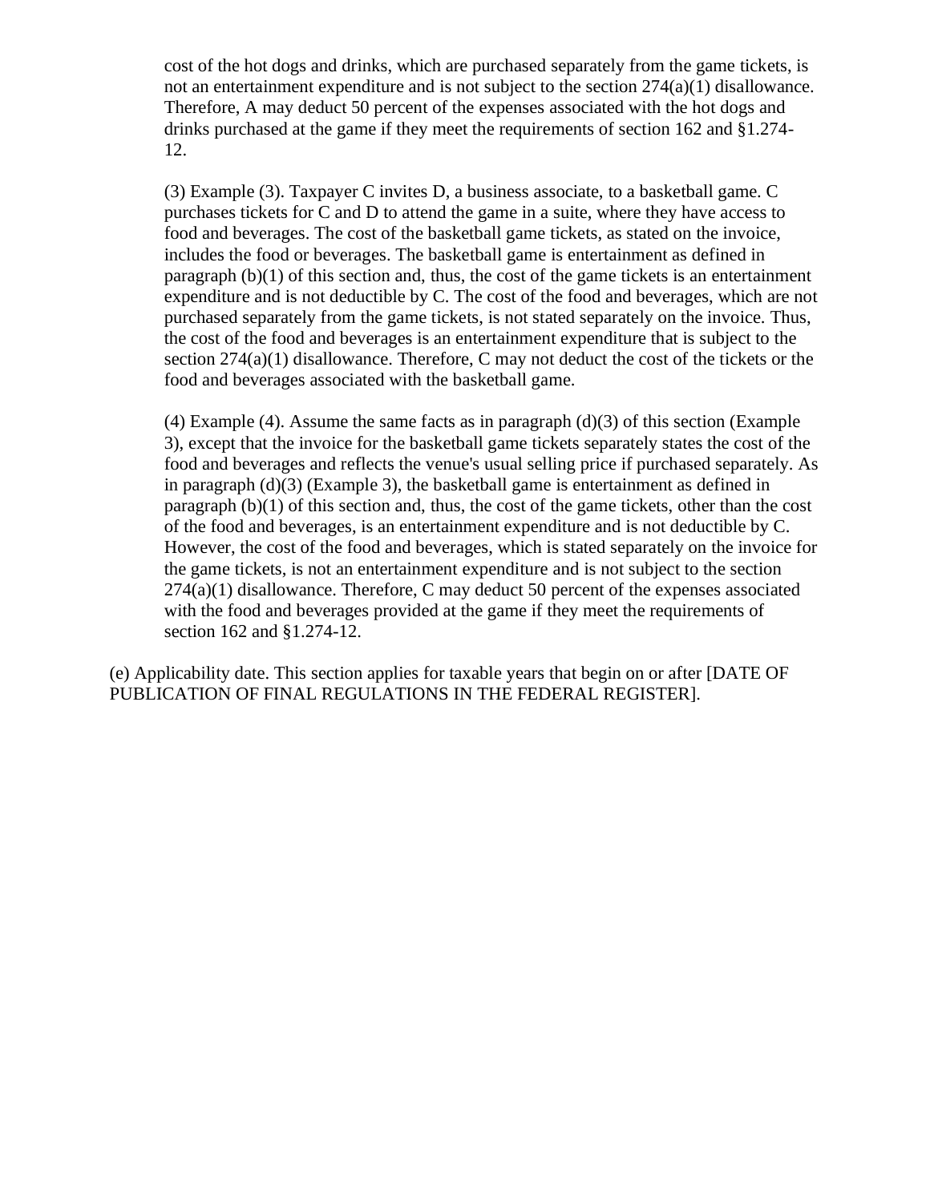cost of the hot dogs and drinks, which are purchased separately from the game tickets, is not an entertainment expenditure and is not subject to the section 274(a)(1) disallowance. Therefore, A may deduct 50 percent of the expenses associated with the hot dogs and drinks purchased at the game if they meet the requirements of section 162 and §1.274-12.

(3) Example (3). Taxpayer C invites D, a business associate, to a basketball game. C purchases tickets for C and D to attend the game in a suite, where they have access to food and beverages. The cost of the basketball game tickets, as stated on the invoice, includes the food or beverages. The basketball game is entertainment as defined in paragraph (b)(1) of this section and, thus, the cost of the game tickets is an entertainment expenditure and is not deductible by C. The cost of the food and beverages, which are not purchased separately from the game tickets, is not stated separately on the invoice. Thus, the cost of the food and beverages is an entertainment expenditure that is subject to the section 274(a)(1) disallowance. Therefore, C may not deduct the cost of the tickets or the food and beverages associated with the basketball game.

(4) Example (4). Assume the same facts as in paragraph (d)(3) of this section (Example 3), except that the invoice for the basketball game tickets separately states the cost of the food and beverages and reflects the venue's usual selling price if purchased separately. As in paragraph (d)(3) (Example 3), the basketball game is entertainment as defined in paragraph (b)(1) of this section and, thus, the cost of the game tickets, other than the cost of the food and beverages, is an entertainment expenditure and is not deductible by C. However, the cost of the food and beverages, which is stated separately on the invoice for the game tickets, is not an entertainment expenditure and is not subject to the section 274(a)(1) disallowance. Therefore, C may deduct 50 percent of the expenses associated with the food and beverages provided at the game if they meet the requirements of section 162 and §1.274-12.

(e) Applicability date. This section applies for taxable years that begin on or after [DATE OF PUBLICATION OF FINAL REGULATIONS IN THE FEDERAL REGISTER].